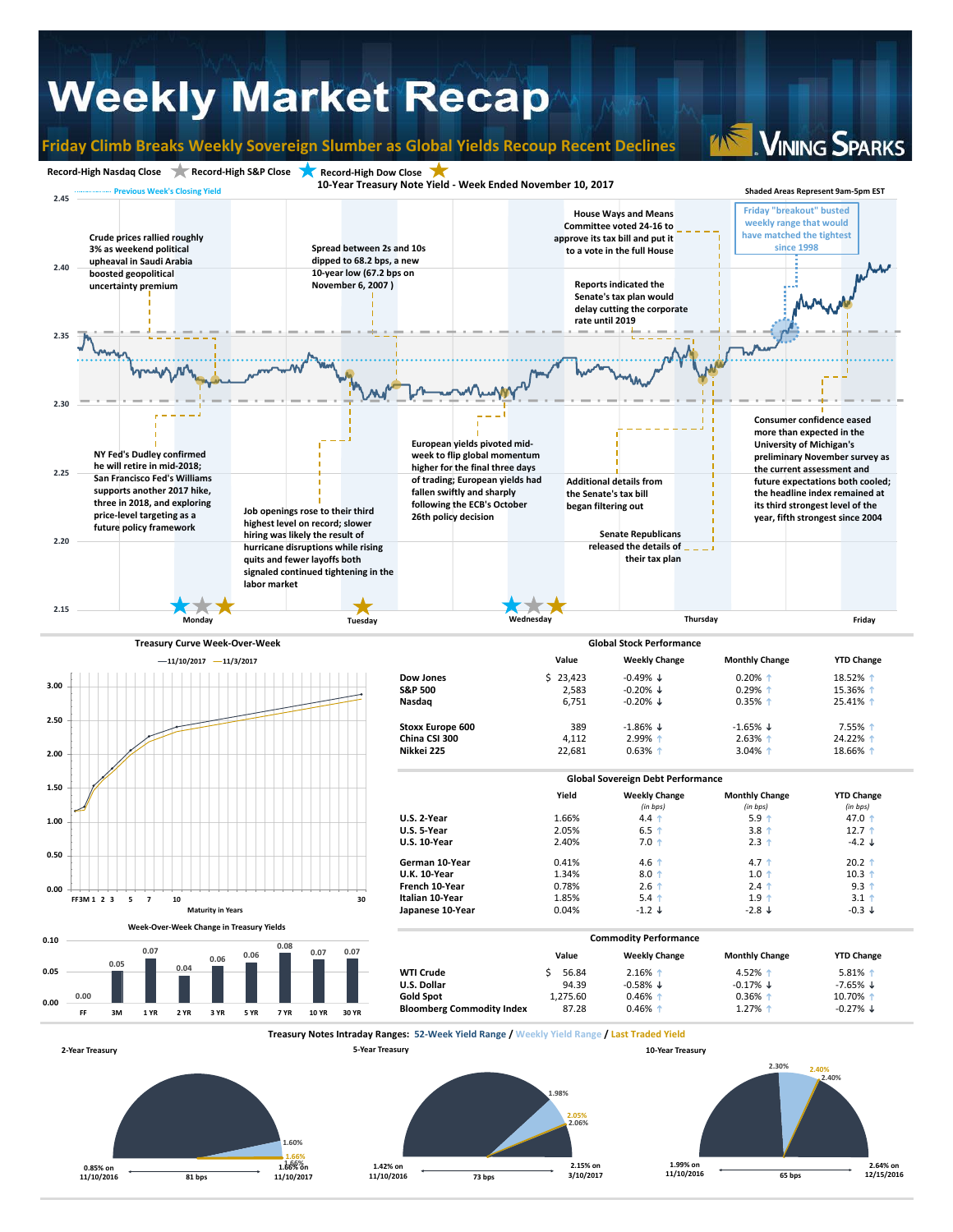# Weekly Market Recap

## Friday Climb Breaks Weekly Sovereign Slumber as Global Yields Recoup Recent Declines

Vining Sparks

Record-High Nasdaq Close | Record-High S&P Close | Record-High Dow Close

### 10-Year Treasury Note Yield - Week Ended November 10, 2017

Previous Week's Closing Yield

Shaded Areas Represent 9am-5pm EST

- Crude prices rallied roughly 3% as weekend political upheaval in Saudi Arabia boosted geopolitical uncertainty premium
- NY Fed's Dudley confirmed he will retire in mid-2018; San Francisco Fed's Williams supports another 2017 hike, three in 2018, and exploring price-level targeting as a future policy framework
- Spread between 2s and 10s dipped to 68.2 bps, a new 10-year low (67.2 bps on November 6, 2007 )
- Job openings rose to their third highest level on record; slower hiring was likely the result of hurricane disruptions while rising quits and fewer layoffs both signaled continued tightening in the labor market
- European yields pivoted mid-week to flip global momentum higher for the final three days of trading; European yields had fallen swiftly and sharply following the ECB's October 26th policy decision
- House Ways and Means Committee voted 24-16 to approve its tax bill and put it to a vote in the full House
- Reports indicated the Senate's tax plan would delay cutting the corporate rate until 2019
- Additional details from the Senate's tax bill began filtering out
- Senate Republicans released the details of their tax plan
- Friday "breakout" busted weekly range that would have matched the tightest since 1998
- Consumer confidence eased more than expected in the University of Michigan's preliminary November survey as the current assessment and future expectations both cooled; the headline index remained at its third strongest level of the year, fifth strongest since 2004

### Treasury Curve Week-Over-Week

11/10/2017 — 11/3/2017

Maturity in Years

### Week-Over-Week Change in Treasury Yields

| FF | 3M | 1 YR | 2 YR | 3 YR | 5 YR | 7 YR | 10 YR | 30 YR |
|---|---|---|---|---|---|---|---|---|
| 0.00 | 0.05 | 0.07 | 0.04 | 0.06 | 0.06 | 0.08 | 0.07 | 0.07 |

### Global Stock Performance

| | Value | Weekly Change | Monthly Change | YTD Change |
|---|---|---|---|---|
| Dow Jones | $ 23,423 | -0.49% ↓ | 0.20% ↑ | 18.52% ↑ |
| S&P 500 | 2,583 | -0.20% ↓ | 0.29% ↑ | 15.36% ↑ |
| Nasdaq | 6,751 | -0.20% ↓ | 0.35% ↑ | 25.41% ↑ |
| Stoxx Europe 600 | 389 | -1.86% ↓ | -1.65% ↓ | 7.55% ↑ |
| China CSI 300 | 4,112 | 2.99% ↑ | 2.63% ↑ | 24.22% ↑ |
| Nikkei 225 | 22,681 | 0.63% ↑ | 3.04% ↑ | 18.66% ↑ |

### Global Sovereign Debt Performance

| | Yield | Weekly Change (in bps) | Monthly Change (in bps) | YTD Change (in bps) |
|---|---|---|---|---|
| U.S. 2-Year | 1.66% | 4.4 ↑ | 5.9 ↑ | 47.0 ↑ |
| U.S. 5-Year | 2.05% | 6.5 ↑ | 3.8 ↑ | 12.7 ↑ |
| U.S. 10-Year | 2.40% | 7.0 ↑ | 2.3 ↑ | -4.2 ↓ |
| German 10-Year | 0.41% | 4.6 ↑ | 4.7 ↑ | 20.2 ↑ |
| U.K. 10-Year | 1.34% | 8.0 ↑ | 1.0 ↑ | 10.3 ↑ |
| French 10-Year | 0.78% | 2.6 ↑ | 2.4 ↑ | 9.3 ↑ |
| Italian 10-Year | 1.85% | 5.4 ↑ | 1.9 ↑ | 3.1 ↑ |
| Japanese 10-Year | 0.04% | -1.2 ↓ | -2.8 ↓ | -0.3 ↓ |

### Commodity Performance

| | Value | Weekly Change | Monthly Change | YTD Change |
|---|---|---|---|---|
| WTI Crude | $ 56.84 | 2.16% ↑ | 4.52% ↑ | 5.81% ↑ |
| U.S. Dollar | 94.39 | -0.58% ↓ | -0.17% ↓ | -7.65% ↓ |
| Gold Spot | 1,275.60 | 0.46% ↑ | 0.36% ↑ | 10.70% ↑ |
| Bloomberg Commodity Index | 87.28 | 0.46% ↑ | 1.27% ↑ | -0.27% ↓ |

### Treasury Notes Intraday Ranges: 52-Week Yield Range / Weekly Yield Range / Last Traded Yield

**2-Year Treasury:** 52-week range 0.85% on 11/10/2016 to 1.66% on 11/10/2017 (81 bps); weekly range 1.60% – 1.66%; last 1.66%

**5-Year Treasury:** 52-week range 1.42% on 11/10/2016 to 2.15% on 3/10/2017 (73 bps); weekly range 1.98% – 2.06%; last 2.05%

**10-Year Treasury:** 52-week range 1.99% on 11/10/2016 to 2.64% on 12/15/2016 (65 bps); weekly range 2.30% – 2.40%; last 2.40%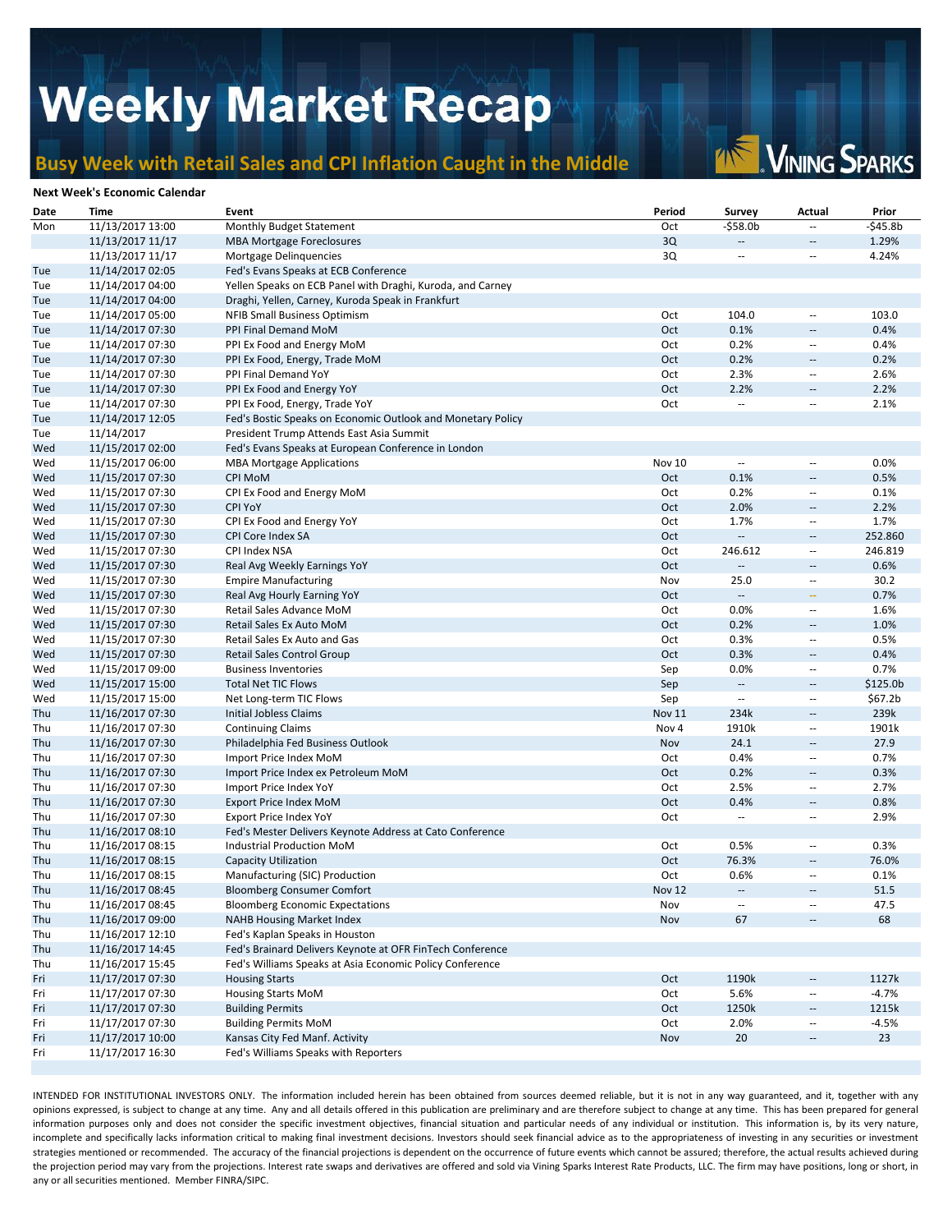# Weekly Market Recap

## Busy Week with Retail Sales and CPI Inflation Caught in the Middle

VINING SPARKS

**Next Week's Economic Calendar**

| Date | Time | Event | Period | Survey | Actual | Prior |
|---|---|---|---|---|---|---|
| Mon | 11/13/2017 13:00 | Monthly Budget Statement | Oct | -$58.0b | -- | -$45.8b |
| | 11/13/2017 11/17 | MBA Mortgage Foreclosures | 3Q | -- | -- | 1.29% |
| | 11/13/2017 11/17 | Mortgage Delinquencies | 3Q | -- | -- | 4.24% |
| Tue | 11/14/2017 02:05 | Fed's Evans Speaks at ECB Conference | | | | |
| Tue | 11/14/2017 04:00 | Yellen Speaks on ECB Panel with Draghi, Kuroda, and Carney | | | | |
| Tue | 11/14/2017 04:00 | Draghi, Yellen, Carney, Kuroda Speak in Frankfurt | | | | |
| Tue | 11/14/2017 05:00 | NFIB Small Business Optimism | Oct | 104.0 | -- | 103.0 |
| Tue | 11/14/2017 07:30 | PPI Final Demand MoM | Oct | 0.1% | -- | 0.4% |
| Tue | 11/14/2017 07:30 | PPI Ex Food and Energy MoM | Oct | 0.2% | -- | 0.4% |
| Tue | 11/14/2017 07:30 | PPI Ex Food, Energy, Trade MoM | Oct | 0.2% | -- | 0.2% |
| Tue | 11/14/2017 07:30 | PPI Final Demand YoY | Oct | 2.3% | -- | 2.6% |
| Tue | 11/14/2017 07:30 | PPI Ex Food and Energy YoY | Oct | 2.2% | -- | 2.2% |
| Tue | 11/14/2017 07:30 | PPI Ex Food, Energy, Trade YoY | Oct | -- | -- | 2.1% |
| Tue | 11/14/2017 12:05 | Fed's Bostic Speaks on Economic Outlook and Monetary Policy | | | | |
| Tue | 11/14/2017 | President Trump Attends East Asia Summit | | | | |
| Wed | 11/15/2017 02:00 | Fed's Evans Speaks at European Conference in London | | | | |
| Wed | 11/15/2017 06:00 | MBA Mortgage Applications | Nov 10 | -- | -- | 0.0% |
| Wed | 11/15/2017 07:30 | CPI MoM | Oct | 0.1% | -- | 0.5% |
| Wed | 11/15/2017 07:30 | CPI Ex Food and Energy MoM | Oct | 0.2% | -- | 0.1% |
| Wed | 11/15/2017 07:30 | CPI YoY | Oct | 2.0% | -- | 2.2% |
| Wed | 11/15/2017 07:30 | CPI Ex Food and Energy YoY | Oct | 1.7% | -- | 1.7% |
| Wed | 11/15/2017 07:30 | CPI Core Index SA | Oct | -- | -- | 252.860 |
| Wed | 11/15/2017 07:30 | CPI Index NSA | Oct | 246.612 | -- | 246.819 |
| Wed | 11/15/2017 07:30 | Real Avg Weekly Earnings YoY | Oct | -- | -- | 0.6% |
| Wed | 11/15/2017 07:30 | Empire Manufacturing | Nov | 25.0 | -- | 30.2 |
| Wed | 11/15/2017 07:30 | Real Avg Hourly Earning YoY | Oct | -- | -- | 0.7% |
| Wed | 11/15/2017 07:30 | Retail Sales Advance MoM | Oct | 0.0% | -- | 1.6% |
| Wed | 11/15/2017 07:30 | Retail Sales Ex Auto MoM | Oct | 0.2% | -- | 1.0% |
| Wed | 11/15/2017 07:30 | Retail Sales Ex Auto and Gas | Oct | 0.3% | -- | 0.5% |
| Wed | 11/15/2017 07:30 | Retail Sales Control Group | Oct | 0.3% | -- | 0.4% |
| Wed | 11/15/2017 09:00 | Business Inventories | Sep | 0.0% | -- | 0.7% |
| Wed | 11/15/2017 15:00 | Total Net TIC Flows | Sep | -- | -- | $125.0b |
| Wed | 11/15/2017 15:00 | Net Long-term TIC Flows | Sep | -- | -- | $67.2b |
| Thu | 11/16/2017 07:30 | Initial Jobless Claims | Nov 11 | 234k | -- | 239k |
| Thu | 11/16/2017 07:30 | Continuing Claims | Nov 4 | 1910k | -- | 1901k |
| Thu | 11/16/2017 07:30 | Philadelphia Fed Business Outlook | Nov | 24.1 | -- | 27.9 |
| Thu | 11/16/2017 07:30 | Import Price Index MoM | Oct | 0.4% | -- | 0.7% |
| Thu | 11/16/2017 07:30 | Import Price Index ex Petroleum MoM | Oct | 0.2% | -- | 0.3% |
| Thu | 11/16/2017 07:30 | Import Price Index YoY | Oct | 2.5% | -- | 2.7% |
| Thu | 11/16/2017 07:30 | Export Price Index MoM | Oct | 0.4% | -- | 0.8% |
| Thu | 11/16/2017 07:30 | Export Price Index YoY | Oct | -- | -- | 2.9% |
| Thu | 11/16/2017 08:10 | Fed's Mester Delivers Keynote Address at Cato Conference | | | | |
| Thu | 11/16/2017 08:15 | Industrial Production MoM | Oct | 0.5% | -- | 0.3% |
| Thu | 11/16/2017 08:15 | Capacity Utilization | Oct | 76.3% | -- | 76.0% |
| Thu | 11/16/2017 08:15 | Manufacturing (SIC) Production | Oct | 0.6% | -- | 0.1% |
| Thu | 11/16/2017 08:45 | Bloomberg Consumer Comfort | Nov 12 | -- | -- | 51.5 |
| Thu | 11/16/2017 08:45 | Bloomberg Economic Expectations | Nov | -- | -- | 47.5 |
| Thu | 11/16/2017 09:00 | NAHB Housing Market Index | Nov | 67 | -- | 68 |
| Thu | 11/16/2017 12:10 | Fed's Kaplan Speaks in Houston | | | | |
| Thu | 11/16/2017 14:45 | Fed's Brainard Delivers Keynote at OFR FinTech Conference | | | | |
| Thu | 11/16/2017 15:45 | Fed's Williams Speaks at Asia Economic Policy Conference | | | | |
| Fri | 11/17/2017 07:30 | Housing Starts | Oct | 1190k | -- | 1127k |
| Fri | 11/17/2017 07:30 | Housing Starts MoM | Oct | 5.6% | -- | -4.7% |
| Fri | 11/17/2017 07:30 | Building Permits | Oct | 1250k | -- | 1215k |
| Fri | 11/17/2017 07:30 | Building Permits MoM | Oct | 2.0% | -- | -4.5% |
| Fri | 11/17/2017 10:00 | Kansas City Fed Manf. Activity | Nov | 20 | -- | 23 |
| Fri | 11/17/2017 16:30 | Fed's Williams Speaks with Reporters | | | | |

INTENDED FOR INSTITUTIONAL INVESTORS ONLY. The information included herein has been obtained from sources deemed reliable, but it is not in any way guaranteed, and it, together with any opinions expressed, is subject to change at any time. Any and all details offered in this publication are preliminary and are therefore subject to change at any time. This has been prepared for general information purposes only and does not consider the specific investment objectives, financial situation and particular needs of any individual or institution. This information is, by its very nature, incomplete and specifically lacks information critical to making final investment decisions. Investors should seek financial advice as to the appropriateness of investing in any securities or investment strategies mentioned or recommended. The accuracy of the financial projections is dependent on the occurrence of future events which cannot be assured; therefore, the actual results achieved during the projection period may vary from the projections. Interest rate swaps and derivatives are offered and sold via Vining Sparks Interest Rate Products, LLC. The firm may have positions, long or short, in any or all securities mentioned. Member FINRA/SIPC.